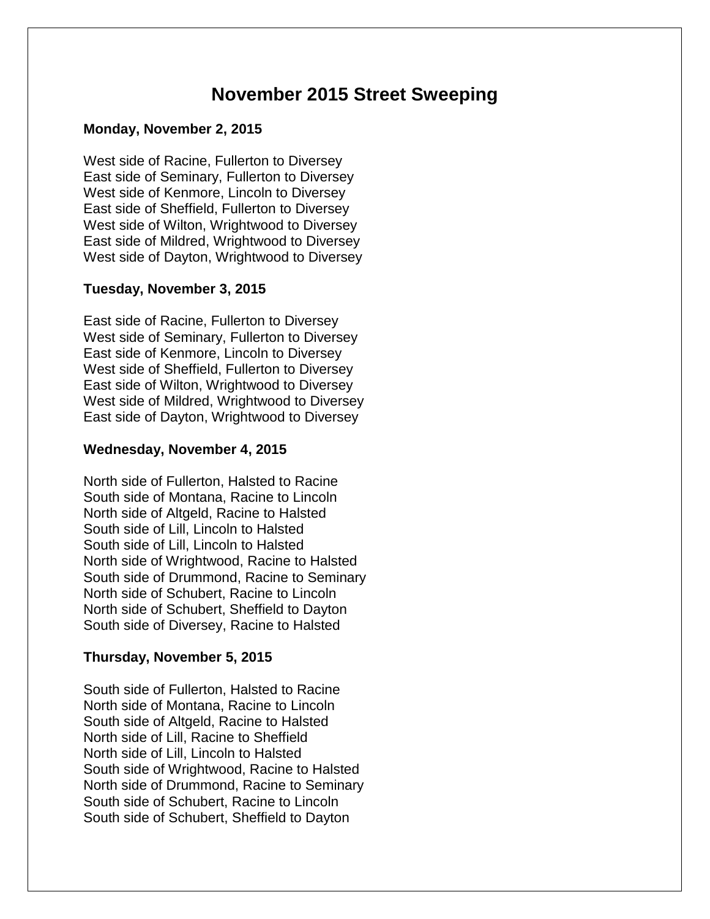# November 2015 Street Sweeping

**Monday, November 2, 2015**

West side of Racine, Fullerton to Diversey
East side of Seminary, Fullerton to Diversey
West side of Kenmore, Lincoln to Diversey
East side of Sheffield, Fullerton to Diversey
West side of Wilton, Wrightwood to Diversey
East side of Mildred, Wrightwood to Diversey
West side of Dayton, Wrightwood to Diversey

**Tuesday, November 3, 2015**

East side of Racine, Fullerton to Diversey
West side of Seminary, Fullerton to Diversey
East side of Kenmore, Lincoln to Diversey
West side of Sheffield, Fullerton to Diversey
East side of Wilton, Wrightwood to Diversey
West side of Mildred, Wrightwood to Diversey
East side of Dayton, Wrightwood to Diversey

**Wednesday, November 4, 2015**

North side of Fullerton, Halsted to Racine
South side of Montana, Racine to Lincoln
North side of Altgeld, Racine to Halsted
South side of Lill, Lincoln to Halsted
South side of Lill, Lincoln to Halsted
North side of Wrightwood, Racine to Halsted
South side of Drummond, Racine to Seminary
North side of Schubert, Racine to Lincoln
North side of Schubert, Sheffield to Dayton
South side of Diversey, Racine to Halsted

**Thursday, November 5, 2015**

South side of Fullerton, Halsted to Racine
North side of Montana, Racine to Lincoln
South side of Altgeld, Racine to Halsted
North side of Lill, Racine to Sheffield
North side of Lill, Lincoln to Halsted
South side of Wrightwood, Racine to Halsted
North side of Drummond, Racine to Seminary
South side of Schubert, Racine to Lincoln
South side of Schubert, Sheffield to Dayton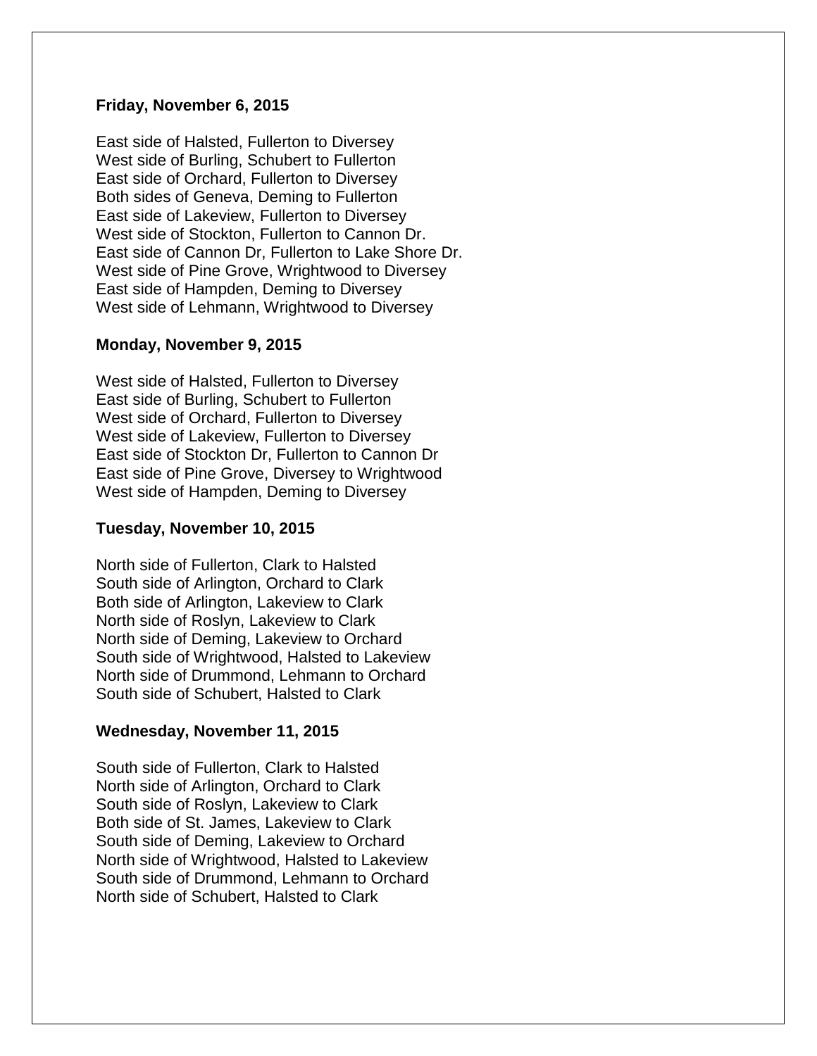**Friday, November 6, 2015**

East side of Halsted, Fullerton to Diversey
West side of Burling, Schubert to Fullerton
East side of Orchard, Fullerton to Diversey
Both sides of Geneva, Deming to Fullerton
East side of Lakeview, Fullerton to Diversey
West side of Stockton, Fullerton to Cannon Dr.
East side of Cannon Dr, Fullerton to Lake Shore Dr.
West side of Pine Grove, Wrightwood to Diversey
East side of Hampden, Deming to Diversey
West side of Lehmann, Wrightwood to Diversey

**Monday, November 9, 2015**

West side of Halsted, Fullerton to Diversey
East side of Burling, Schubert to Fullerton
West side of Orchard, Fullerton to Diversey
West side of Lakeview, Fullerton to Diversey
East side of Stockton Dr, Fullerton to Cannon Dr
East side of Pine Grove, Diversey to Wrightwood
West side of Hampden, Deming to Diversey

**Tuesday, November 10, 2015**

North side of Fullerton, Clark to Halsted
South side of Arlington, Orchard to Clark
Both side of Arlington, Lakeview to Clark
North side of Roslyn, Lakeview to Clark
North side of Deming, Lakeview to Orchard
South side of Wrightwood, Halsted to Lakeview
North side of Drummond, Lehmann to Orchard
South side of Schubert, Halsted to Clark

**Wednesday, November 11, 2015**

South side of Fullerton, Clark to Halsted
North side of Arlington, Orchard to Clark
South side of Roslyn, Lakeview to Clark
Both side of St. James, Lakeview to Clark
South side of Deming, Lakeview to Orchard
North side of Wrightwood, Halsted to Lakeview
South side of Drummond, Lehmann to Orchard
North side of Schubert, Halsted to Clark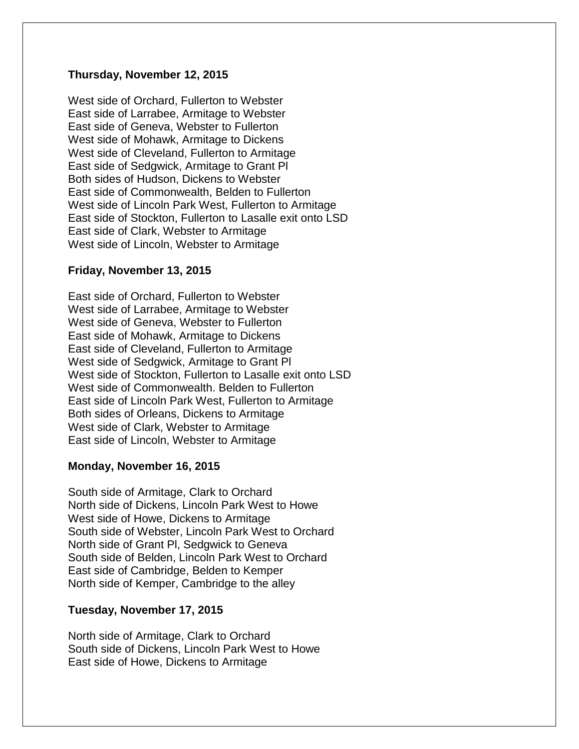**Thursday, November 12, 2015**

West side of Orchard, Fullerton to Webster
East side of Larrabee, Armitage to Webster
East side of Geneva, Webster to Fullerton
West side of Mohawk, Armitage to Dickens
West side of Cleveland, Fullerton to Armitage
East side of Sedgwick, Armitage to Grant Pl
Both sides of Hudson, Dickens to Webster
East side of Commonwealth, Belden to Fullerton
West side of Lincoln Park West, Fullerton to Armitage
East side of Stockton, Fullerton to Lasalle exit onto LSD
East side of Clark, Webster to Armitage
West side of Lincoln, Webster to Armitage

**Friday, November 13, 2015**

East side of Orchard, Fullerton to Webster
West side of Larrabee, Armitage to Webster
West side of Geneva, Webster to Fullerton
East side of Mohawk, Armitage to Dickens
East side of Cleveland, Fullerton to Armitage
West side of Sedgwick, Armitage to Grant Pl
West side of Stockton, Fullerton to Lasalle exit onto LSD
West side of Commonwealth. Belden to Fullerton
East side of Lincoln Park West, Fullerton to Armitage
Both sides of Orleans, Dickens to Armitage
West side of Clark, Webster to Armitage
East side of Lincoln, Webster to Armitage

**Monday, November 16, 2015**

South side of Armitage, Clark to Orchard
North side of Dickens, Lincoln Park West to Howe
West side of Howe, Dickens to Armitage
South side of Webster, Lincoln Park West to Orchard
North side of Grant Pl, Sedgwick to Geneva
South side of Belden, Lincoln Park West to Orchard
East side of Cambridge, Belden to Kemper
North side of Kemper, Cambridge to the alley

**Tuesday, November 17, 2015**

North side of Armitage, Clark to Orchard
South side of Dickens, Lincoln Park West to Howe
East side of Howe, Dickens to Armitage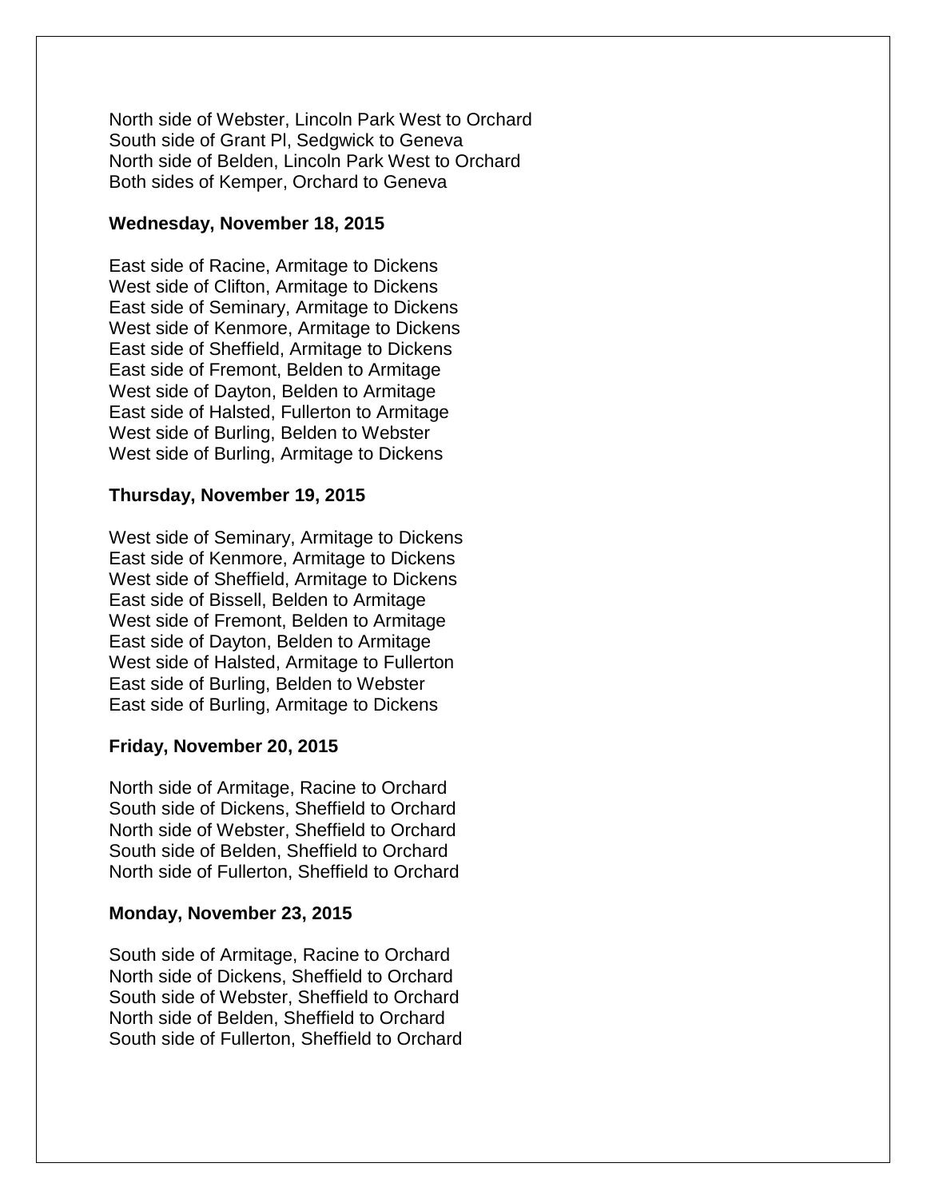North side of Webster, Lincoln Park West to Orchard
South side of Grant Pl, Sedgwick to Geneva
North side of Belden, Lincoln Park West to Orchard
Both sides of Kemper, Orchard to Geneva

**Wednesday, November 18, 2015**

East side of Racine, Armitage to Dickens
West side of Clifton, Armitage to Dickens
East side of Seminary, Armitage to Dickens
West side of Kenmore, Armitage to Dickens
East side of Sheffield, Armitage to Dickens
East side of Fremont, Belden to Armitage
West side of Dayton, Belden to Armitage
East side of Halsted, Fullerton to Armitage
West side of Burling, Belden to Webster
West side of Burling, Armitage to Dickens

**Thursday, November 19, 2015**

West side of Seminary, Armitage to Dickens
East side of Kenmore, Armitage to Dickens
West side of Sheffield, Armitage to Dickens
East side of Bissell, Belden to Armitage
West side of Fremont, Belden to Armitage
East side of Dayton, Belden to Armitage
West side of Halsted, Armitage to Fullerton
East side of Burling, Belden to Webster
East side of Burling, Armitage to Dickens

**Friday, November 20, 2015**

North side of Armitage, Racine to Orchard
South side of Dickens, Sheffield to Orchard
North side of Webster, Sheffield to Orchard
South side of Belden, Sheffield to Orchard
North side of Fullerton, Sheffield to Orchard

**Monday, November 23, 2015**

South side of Armitage, Racine to Orchard
North side of Dickens, Sheffield to Orchard
South side of Webster, Sheffield to Orchard
North side of Belden, Sheffield to Orchard
South side of Fullerton, Sheffield to Orchard